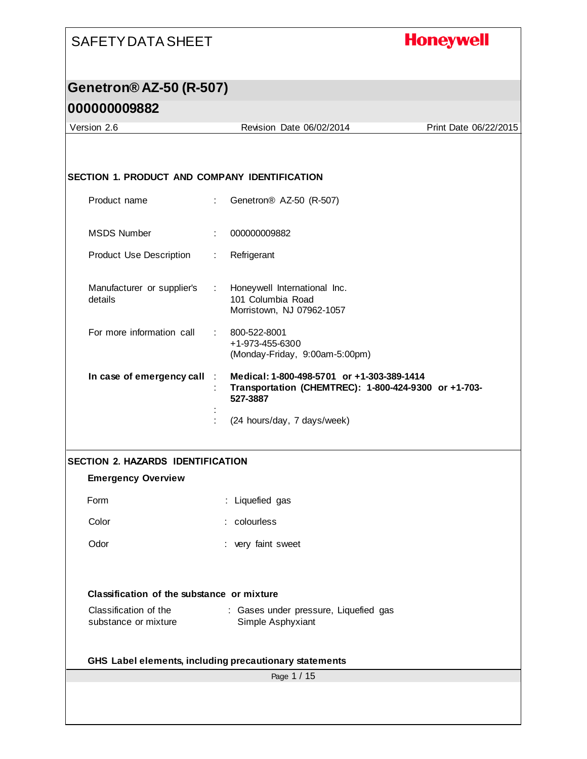# SAFETY DATA SHEET

**Honeywell**

## Genetron® AZ-50 (R-507)

## 000000009882

Version 2.6 | Revision Date 06/02/2014 | Print Date 06/22/2015

### SECTION 1. PRODUCT AND COMPANY IDENTIFICATION

| | | |
|---|---|---|
| Product name | : | Genetron® AZ-50 (R-507) |
| MSDS Number | : | 000000009882 |
| Product Use Description | : | Refrigerant |
| Manufacturer or supplier's details | : | Honeywell International Inc.<br>101 Columbia Road<br>Morristown, NJ 07962-1057 |
| For more information call | : | 800-522-8001<br>+1-973-455-6300<br>(Monday-Friday, 9:00am-5:00pm) |
| **In case of emergency call** | : | **Medical: 1-800-498-5701 or +1-303-389-1414** |
| | : | **Transportation (CHEMTREC): 1-800-424-9300 or +1-703-527-3887** |
| | : | |
| | : | (24 hours/day, 7 days/week) |

### SECTION 2. HAZARDS IDENTIFICATION

**Emergency Overview**

| | | |
|---|---|---|
| Form | : | Liquefied gas |
| Color | : | colourless |
| Odor | : | very faint sweet |

**Classification of the substance or mixture**

| | | |
|---|---|---|
| Classification of the substance or mixture | : | Gases under pressure, Liquefied gas<br>Simple Asphyxiant |

**GHS Label elements, including precautionary statements**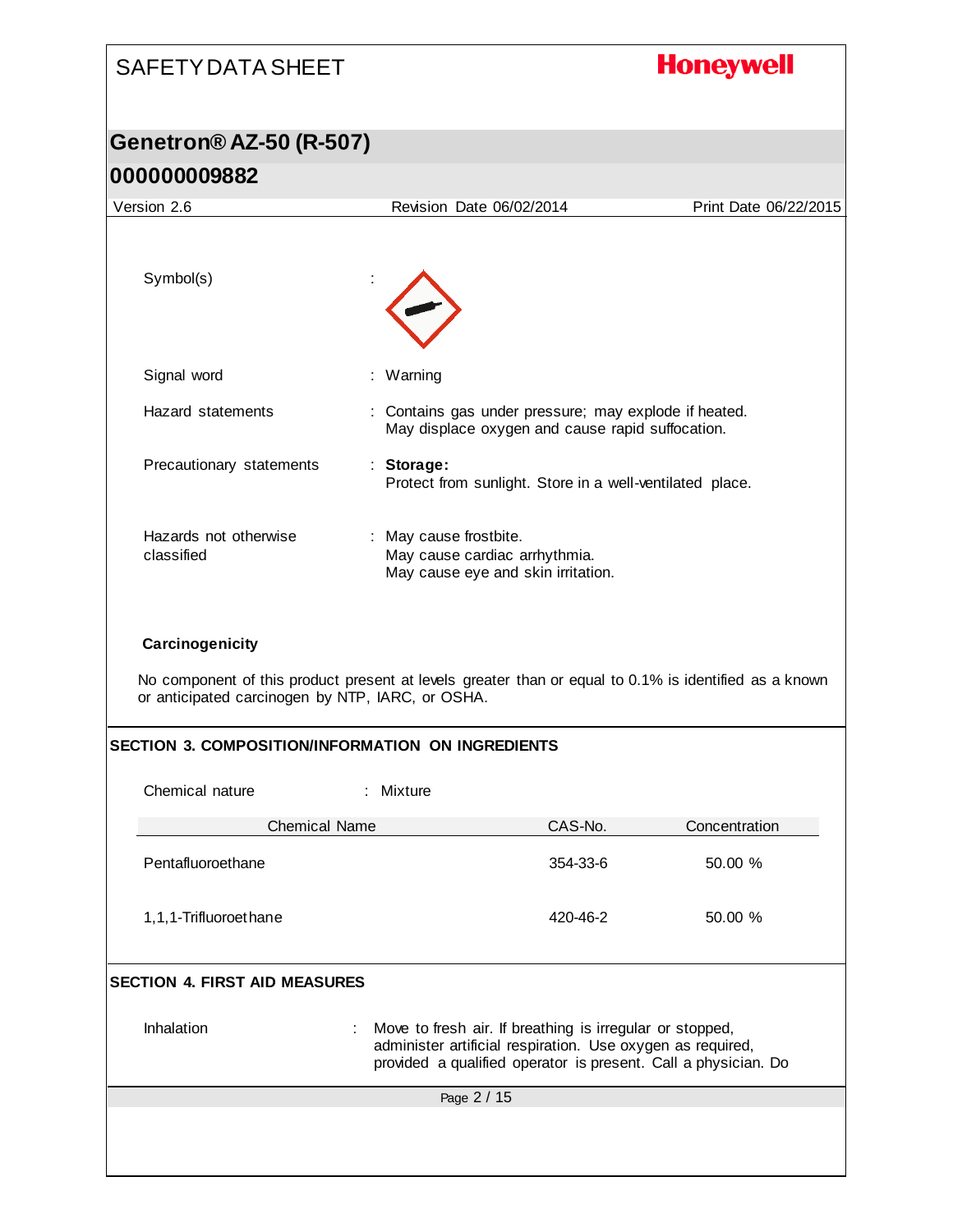Symbol(s) :

Signal word : Warning

Hazard statements : Contains gas under pressure; may explode if heated. May displace oxygen and cause rapid suffocation.

Precautionary statements : **Storage:**
Protect from sunlight. Store in a well-ventilated place.

Hazards not otherwise classified : May cause frostbite.
May cause cardiac arrhythmia.
May cause eye and skin irritation.

**Carcinogenicity**

No component of this product present at levels greater than or equal to 0.1% is identified as a known or anticipated carcinogen by NTP, IARC, or OSHA.

## SECTION 3. COMPOSITION/INFORMATION ON INGREDIENTS

Chemical nature : Mixture

| Chemical Name | CAS-No. | Concentration |
|---|---|---|
| Pentafluoroethane | 354-33-6 | 50.00 % |
| 1,1,1-Trifluoroethane | 420-46-2 | 50.00 % |

## SECTION 4. FIRST AID MEASURES

Inhalation : Move to fresh air. If breathing is irregular or stopped, administer artificial respiration. Use oxygen as required, provided a qualified operator is present. Call a physician. Do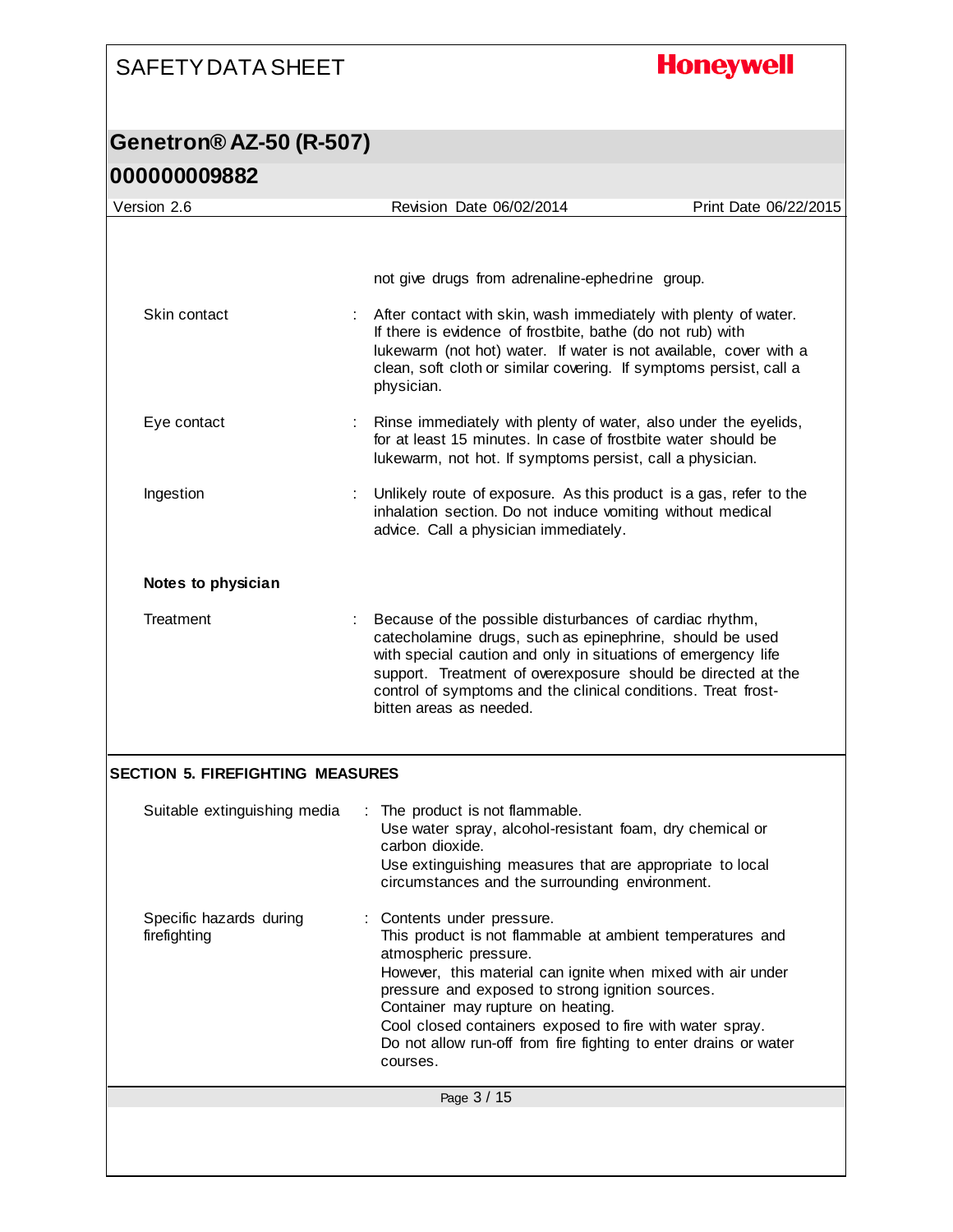not give drugs from adrenaline-ephedrine group.

| | |
|---|---|
| Skin contact | : After contact with skin, wash immediately with plenty of water. If there is evidence of frostbite, bathe (do not rub) with lukewarm (not hot) water. If water is not available, cover with a clean, soft cloth or similar covering. If symptoms persist, call a physician. |
| Eye contact | : Rinse immediately with plenty of water, also under the eyelids, for at least 15 minutes. In case of frostbite water should be lukewarm, not hot. If symptoms persist, call a physician. |
| Ingestion | : Unlikely route of exposure. As this product is a gas, refer to the inhalation section. Do not induce vomiting without medical advice. Call a physician immediately. |

**Notes to physician**

| | |
|---|---|
| Treatment | : Because of the possible disturbances of cardiac rhythm, catecholamine drugs, such as epinephrine, should be used with special caution and only in situations of emergency life support. Treatment of overexposure should be directed at the control of symptoms and the clinical conditions. Treat frost-bitten areas as needed. |

## SECTION 5. FIREFIGHTING MEASURES

| | |
|---|---|
| Suitable extinguishing media | : The product is not flammable.<br>Use water spray, alcohol-resistant foam, dry chemical or carbon dioxide.<br>Use extinguishing measures that are appropriate to local circumstances and the surrounding environment. |
| Specific hazards during firefighting | : Contents under pressure.<br>This product is not flammable at ambient temperatures and atmospheric pressure.<br>However, this material can ignite when mixed with air under pressure and exposed to strong ignition sources.<br>Container may rupture on heating.<br>Cool closed containers exposed to fire with water spray.<br>Do not allow run-off from fire fighting to enter drains or water courses. |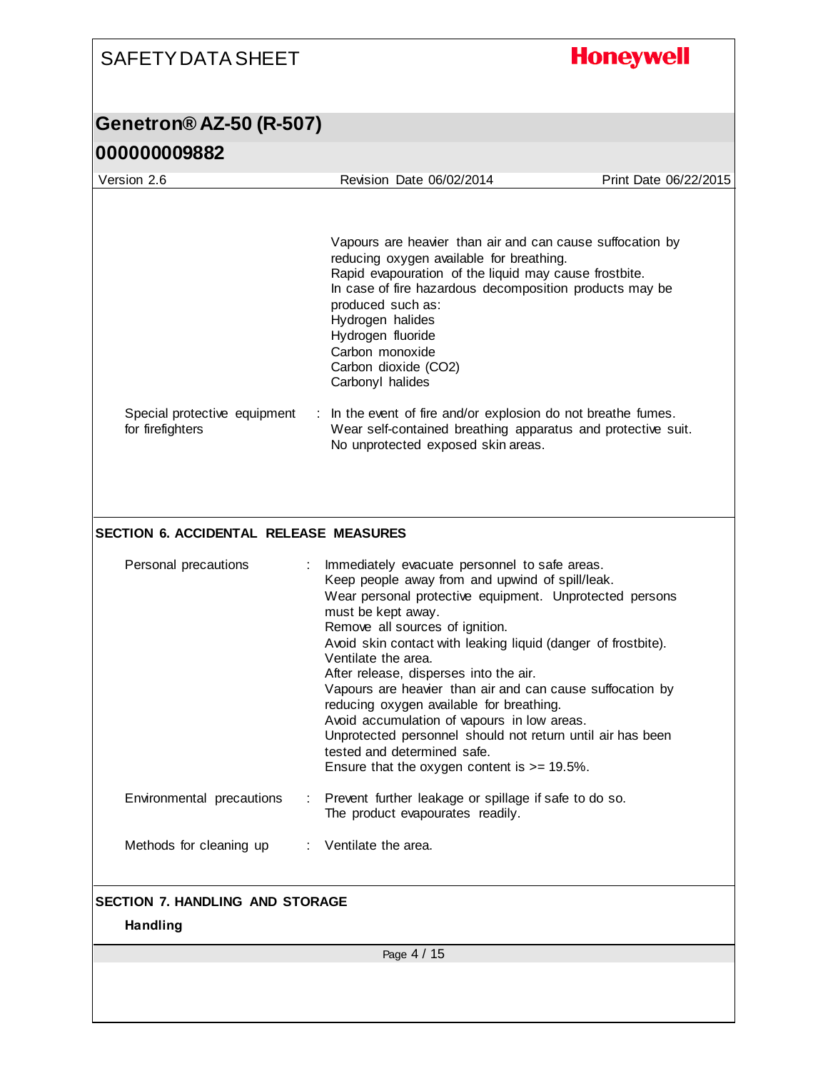Vapours are heavier than air and can cause suffocation by reducing oxygen available for breathing.
Rapid evapouration of the liquid may cause frostbite.
In case of fire hazardous decomposition products may be produced such as:
Hydrogen halides
Hydrogen fluoride
Carbon monoxide
Carbon dioxide ($CO_2$)
Carbonyl halides

Special protective equipment for firefighters : In the event of fire and/or explosion do not breathe fumes.
Wear self-contained breathing apparatus and protective suit.
No unprotected exposed skin areas.

## SECTION 6. ACCIDENTAL RELEASE MEASURES

Personal precautions : Immediately evacuate personnel to safe areas.
Keep people away from and upwind of spill/leak.
Wear personal protective equipment. Unprotected persons must be kept away.
Remove all sources of ignition.
Avoid skin contact with leaking liquid (danger of frostbite).
Ventilate the area.
After release, disperses into the air.
Vapours are heavier than air and can cause suffocation by reducing oxygen available for breathing.
Avoid accumulation of vapours in low areas.
Unprotected personnel should not return until air has been tested and determined safe.
Ensure that the oxygen content is >= 19.5%.

Environmental precautions : Prevent further leakage or spillage if safe to do so.
The product evapourates readily.

Methods for cleaning up : Ventilate the area.

## SECTION 7. HANDLING AND STORAGE

**Handling**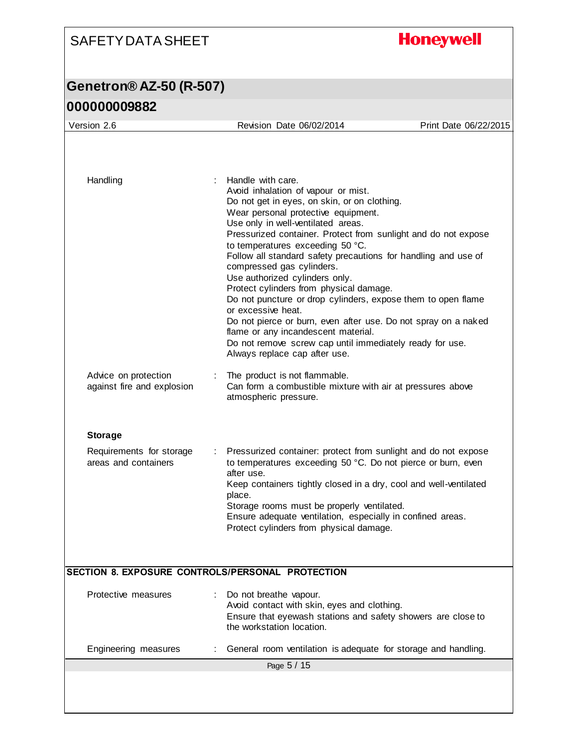Handling : Handle with care.
Avoid inhalation of vapour or mist.
Do not get in eyes, on skin, or on clothing.
Wear personal protective equipment.
Use only in well-ventilated areas.
Pressurized container. Protect from sunlight and do not expose to temperatures exceeding 50 °C.
Follow all standard safety precautions for handling and use of compressed gas cylinders.
Use authorized cylinders only.
Protect cylinders from physical damage.
Do not puncture or drop cylinders, expose them to open flame or excessive heat.
Do not pierce or burn, even after use. Do not spray on a naked flame or any incandescent material.
Do not remove screw cap until immediately ready for use.
Always replace cap after use.

Advice on protection against fire and explosion : The product is not flammable.
Can form a combustible mixture with air at pressures above atmospheric pressure.

**Storage**

Requirements for storage areas and containers : Pressurized container: protect from sunlight and do not expose to temperatures exceeding 50 °C. Do not pierce or burn, even after use.
Keep containers tightly closed in a dry, cool and well-ventilated place.
Storage rooms must be properly ventilated.
Ensure adequate ventilation, especially in confined areas.
Protect cylinders from physical damage.

## SECTION 8. EXPOSURE CONTROLS/PERSONAL PROTECTION

Protective measures : Do not breathe vapour.
Avoid contact with skin, eyes and clothing.
Ensure that eyewash stations and safety showers are close to the workstation location.

Engineering measures : General room ventilation is adequate for storage and handling.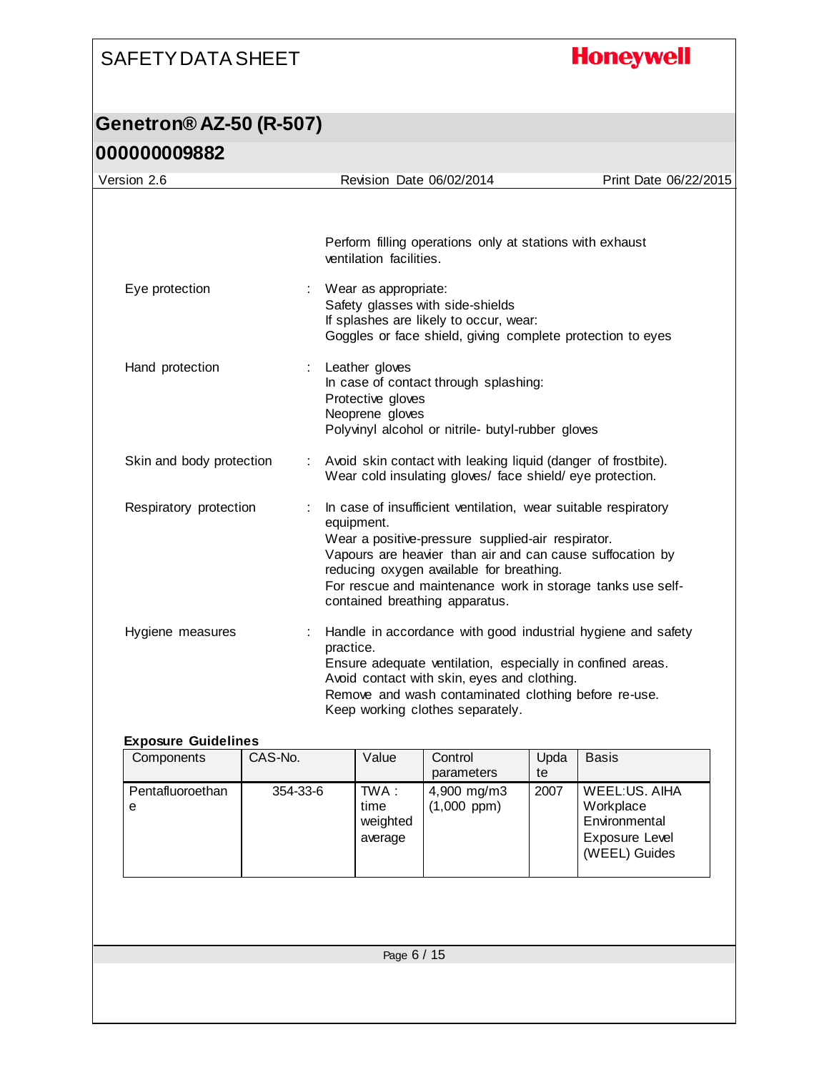Perform filling operations only at stations with exhaust ventilation facilities.

Eye protection : Wear as appropriate:
Safety glasses with side-shields
If splashes are likely to occur, wear:
Goggles or face shield, giving complete protection to eyes

Hand protection : Leather gloves
In case of contact through splashing:
Protective gloves
Neoprene gloves
Polyvinyl alcohol or nitrile- butyl-rubber gloves

Skin and body protection : Avoid skin contact with leaking liquid (danger of frostbite).
Wear cold insulating gloves/ face shield/ eye protection.

Respiratory protection : In case of insufficient ventilation, wear suitable respiratory equipment.
Wear a positive-pressure supplied-air respirator.
Vapours are heavier than air and can cause suffocation by reducing oxygen available for breathing.
For rescue and maintenance work in storage tanks use self-contained breathing apparatus.

Hygiene measures : Handle in accordance with good industrial hygiene and safety practice.
Ensure adequate ventilation, especially in confined areas.
Avoid contact with skin, eyes and clothing.
Remove and wash contaminated clothing before re-use.
Keep working clothes separately.

**Exposure Guidelines**

| Components | CAS-No. | Value | Control parameters | Update | Basis |
|---|---|---|---|---|---|
| Pentafluoroethane | 354-33-6 | TWA : time weighted average | 4,900 mg/m3 (1,000 ppm) | 2007 | WEEL:US. AIHA Workplace Environmental Exposure Level (WEEL) Guides |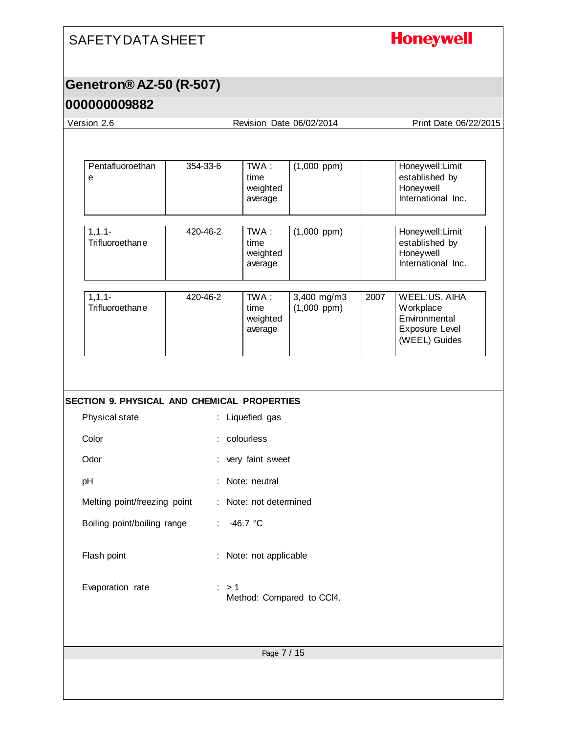| | | | | | |
|---|---|---|---|---|---|
| Pentafluoroethane | 354-33-6 | TWA : time weighted average | (1,000 ppm) | | Honeywell:Limit established by Honeywell International Inc. |
| 1,1,1-Trifluoroethane | 420-46-2 | TWA : time weighted average | (1,000 ppm) | | Honeywell:Limit established by Honeywell International Inc. |
| 1,1,1-Trifluoroethane | 420-46-2 | TWA : time weighted average | 3,400 mg/m3 (1,000 ppm) | 2007 | WEEL:US. AIHA Workplace Environmental Exposure Level (WEEL) Guides |

## SECTION 9. PHYSICAL AND CHEMICAL PROPERTIES

| | |
|---|---|
| Physical state | : Liquefied gas |
| Color | : colourless |
| Odor | : very faint sweet |
| pH | : Note: neutral |
| Melting point/freezing point | : Note: not determined |
| Boiling point/boiling range | : -46.7 °C |
| Flash point | : Note: not applicable |
| Evaporation rate | : > 1<br>Method: Compared to CCl4. |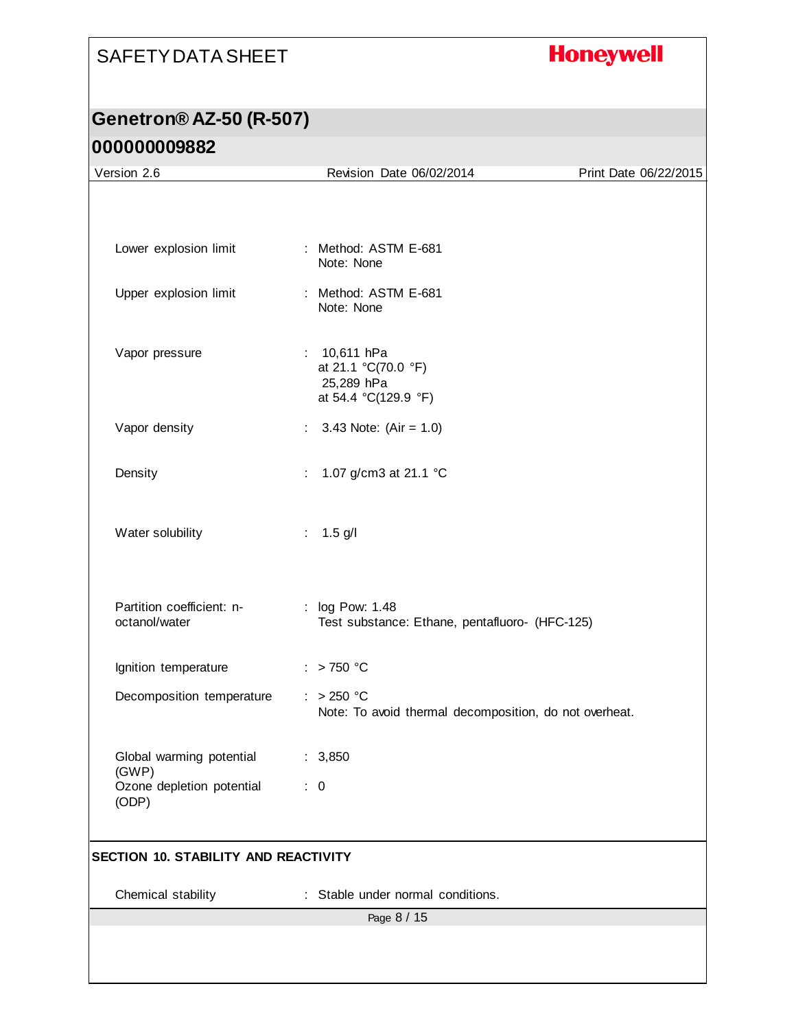| | | |
|---|---|---|
| Lower explosion limit | : | Method: ASTM E-681<br>Note: None |
| Upper explosion limit | : | Method: ASTM E-681<br>Note: None |
| Vapor pressure | : | 10,611 hPa<br>at 21.1 °C(70.0 °F)<br>25,289 hPa<br>at 54.4 °C(129.9 °F) |
| Vapor density | : | 3.43 Note: (Air = 1.0) |
| Density | : | 1.07 g/cm3 at 21.1 °C |
| Water solubility | : | 1.5 g/l |
| Partition coefficient: n-octanol/water | : | log Pow: 1.48<br>Test substance: Ethane, pentafluoro- (HFC-125) |
| Ignition temperature | : | > 750 °C |
| Decomposition temperature | : | > 250 °C<br>Note: To avoid thermal decomposition, do not overheat. |
| Global warming potential (GWP) | : | 3,850 |
| Ozone depletion potential (ODP) | : | 0 |

## SECTION 10. STABILITY AND REACTIVITY

| | | |
|---|---|---|
| Chemical stability | : | Stable under normal conditions. |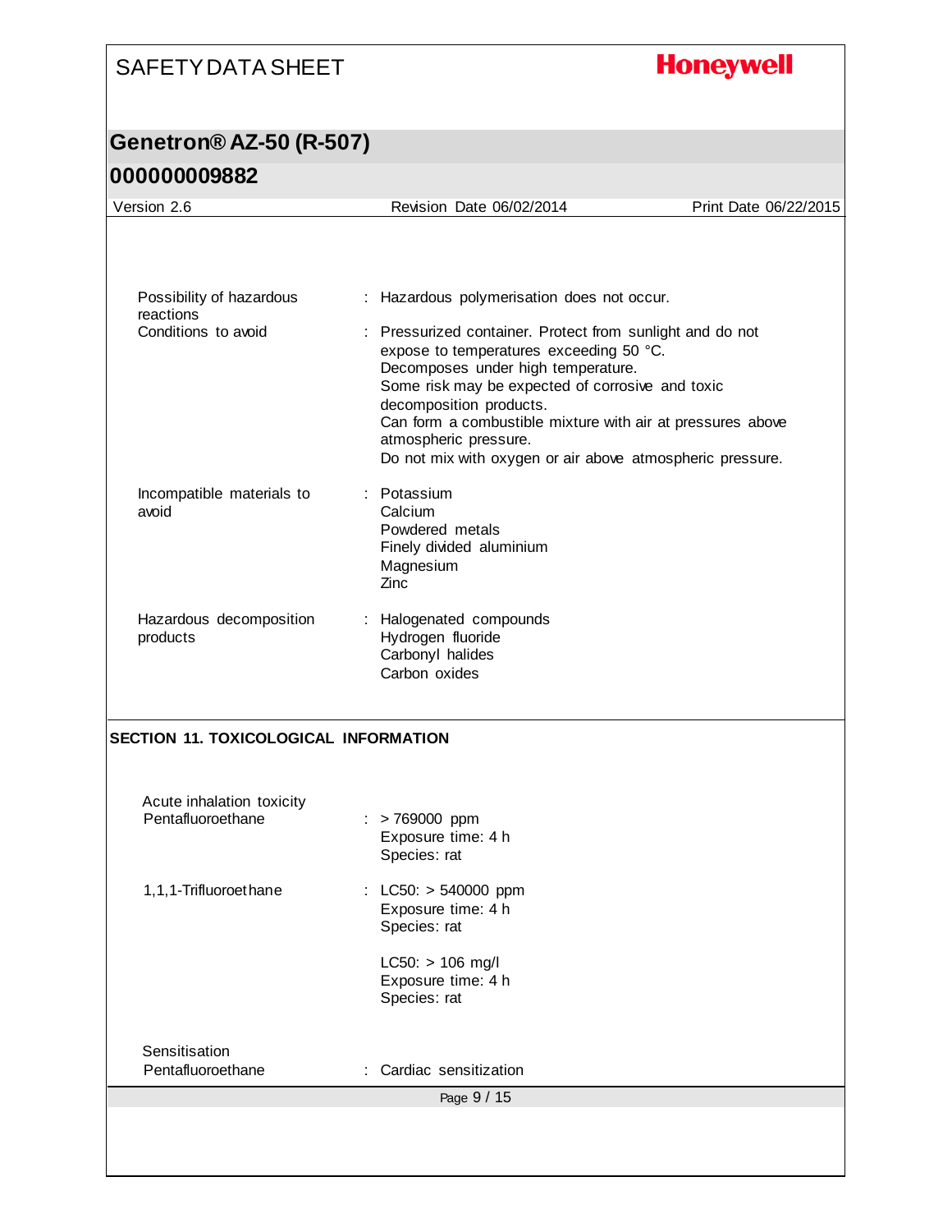| | |
|---|---|
| Possibility of hazardous reactions | : Hazardous polymerisation does not occur. |
| Conditions to avoid | : Pressurized container. Protect from sunlight and do not expose to temperatures exceeding 50 °C.<br>Decomposes under high temperature.<br>Some risk may be expected of corrosive and toxic decomposition products.<br>Can form a combustible mixture with air at pressures above atmospheric pressure.<br>Do not mix with oxygen or air above atmospheric pressure. |
| Incompatible materials to avoid | : Potassium<br>Calcium<br>Powdered metals<br>Finely divided aluminium<br>Magnesium<br>Zinc |
| Hazardous decomposition products | : Halogenated compounds<br>Hydrogen fluoride<br>Carbonyl halides<br>Carbon oxides |

## SECTION 11. TOXICOLOGICAL INFORMATION

**Acute inhalation toxicity**

| | |
|---|---|
| Pentafluoroethane | : > 769000 ppm<br>Exposure time: 4 h<br>Species: rat |
| 1,1,1-Trifluoroethane | : LC50: > 540000 ppm<br>Exposure time: 4 h<br>Species: rat<br><br>LC50: > 106 mg/l<br>Exposure time: 4 h<br>Species: rat |

**Sensitisation**

| | |
|---|---|
| Pentafluoroethane | : Cardiac sensitization |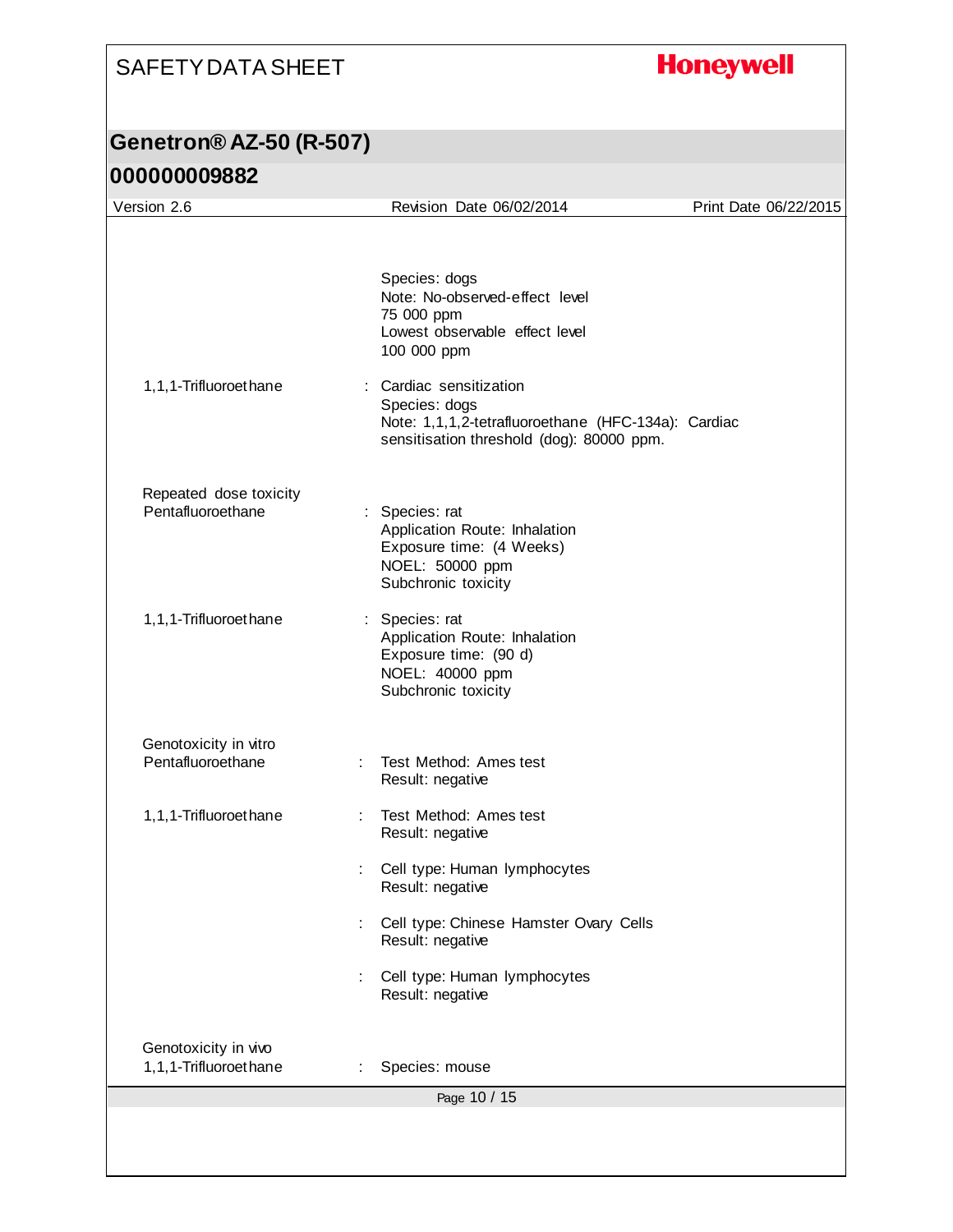Species: dogs
Note: No-observed-effect level
75 000 ppm
Lowest observable effect level
100 000 ppm

1,1,1-Trifluoroethane : Cardiac sensitization
Species: dogs
Note: 1,1,1,2-tetrafluoroethane (HFC-134a): Cardiac sensitisation threshold (dog): 80000 ppm.

Repeated dose toxicity

Pentafluoroethane : Species: rat
Application Route: Inhalation
Exposure time: (4 Weeks)
NOEL: 50000 ppm
Subchronic toxicity

1,1,1-Trifluoroethane : Species: rat
Application Route: Inhalation
Exposure time: (90 d)
NOEL: 40000 ppm
Subchronic toxicity

Genotoxicity in vitro

Pentafluoroethane : Test Method: Ames test
Result: negative

1,1,1-Trifluoroethane : Test Method: Ames test
Result: negative

: Cell type: Human lymphocytes
Result: negative

: Cell type: Chinese Hamster Ovary Cells
Result: negative

: Cell type: Human lymphocytes
Result: negative

Genotoxicity in vivo

1,1,1-Trifluoroethane : Species: mouse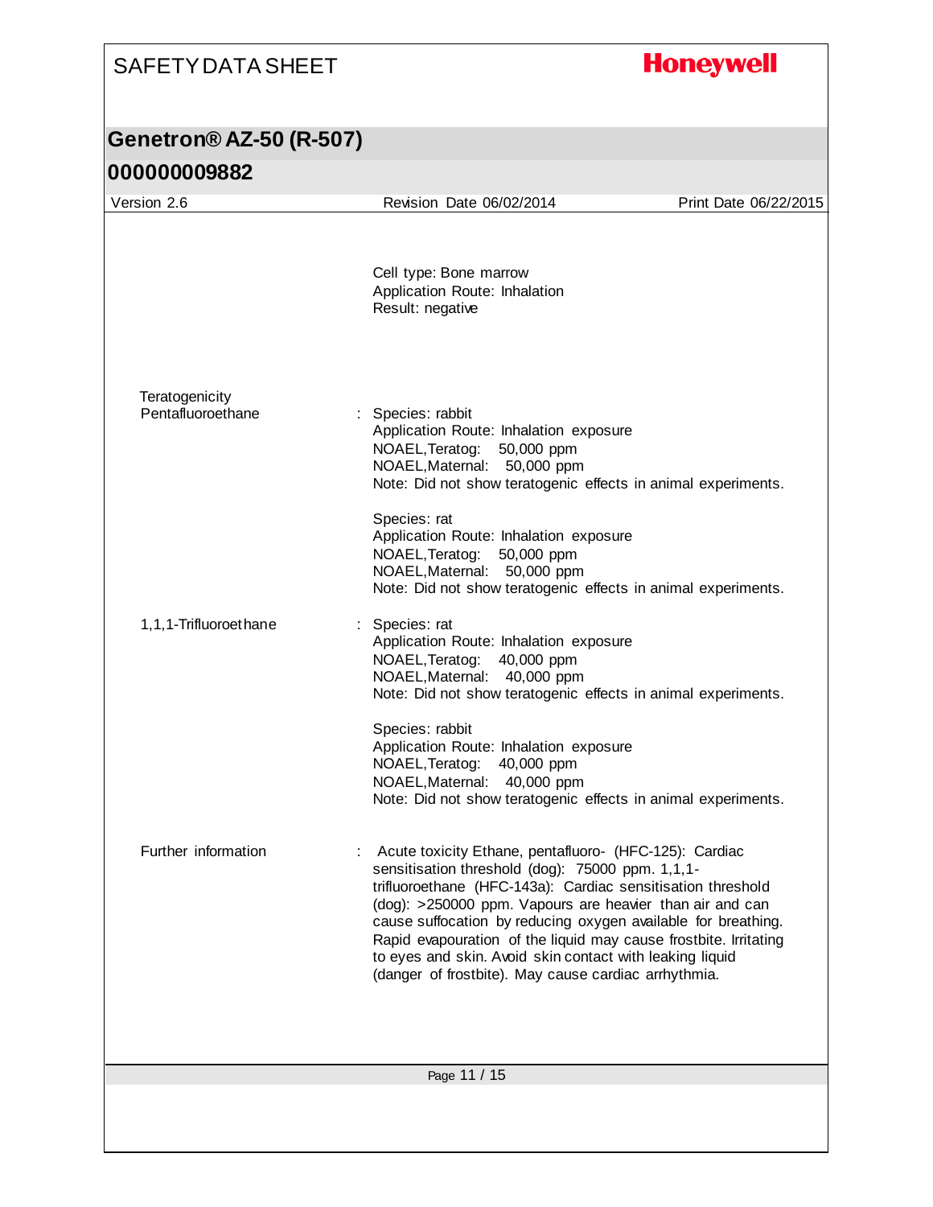Cell type: Bone marrow
Application Route: Inhalation
Result: negative

Teratogenicity

Pentafluoroethane : Species: rabbit
Application Route: Inhalation exposure
NOAEL,Teratog: 50,000 ppm
NOAEL,Maternal: 50,000 ppm
Note: Did not show teratogenic effects in animal experiments.

Species: rat
Application Route: Inhalation exposure
NOAEL,Teratog: 50,000 ppm
NOAEL,Maternal: 50,000 ppm
Note: Did not show teratogenic effects in animal experiments.

1,1,1-Trifluoroethane : Species: rat
Application Route: Inhalation exposure
NOAEL,Teratog: 40,000 ppm
NOAEL,Maternal: 40,000 ppm
Note: Did not show teratogenic effects in animal experiments.

Species: rabbit
Application Route: Inhalation exposure
NOAEL,Teratog: 40,000 ppm
NOAEL,Maternal: 40,000 ppm
Note: Did not show teratogenic effects in animal experiments.

Further information : Acute toxicity Ethane, pentafluoro- (HFC-125): Cardiac sensitisation threshold (dog): 75000 ppm. 1,1,1-trifluoroethane (HFC-143a): Cardiac sensitisation threshold (dog): >250000 ppm. Vapours are heavier than air and can cause suffocation by reducing oxygen available for breathing. Rapid evapouration of the liquid may cause frostbite. Irritating to eyes and skin. Avoid skin contact with leaking liquid (danger of frostbite). May cause cardiac arrhythmia.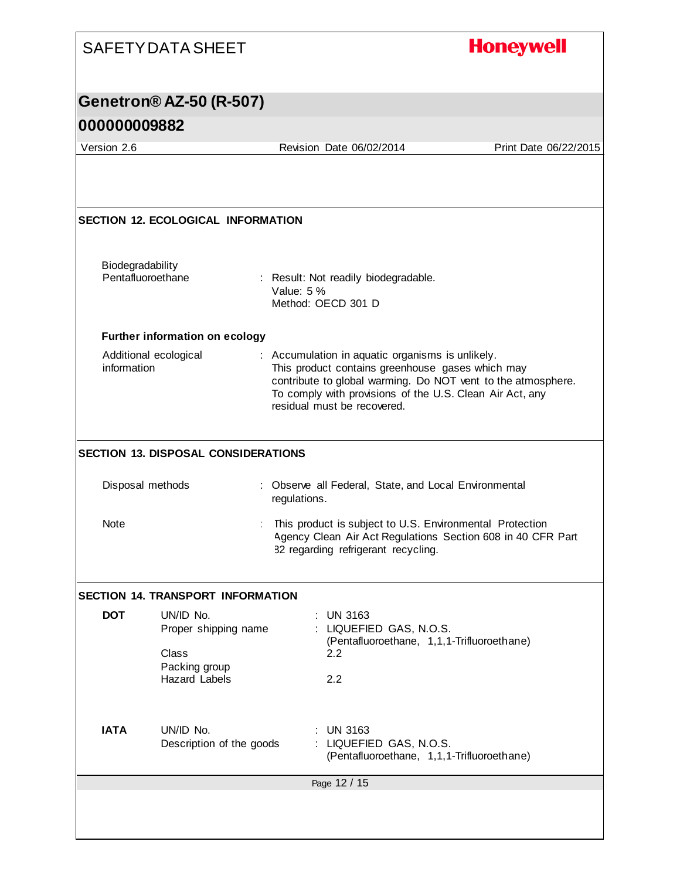## SECTION 12. ECOLOGICAL INFORMATION

| | |
|---|---|
| Biodegradability<br>Pentafluoroethane | : Result: Not readily biodegradable.<br>Value: 5 %<br>Method: OECD 301 D |

**Further information on ecology**

| | |
|---|---|
| Additional ecological information | : Accumulation in aquatic organisms is unlikely.<br>This product contains greenhouse gases which may contribute to global warming. Do NOT vent to the atmosphere.<br>To comply with provisions of the U.S. Clean Air Act, any residual must be recovered. |

## SECTION 13. DISPOSAL CONSIDERATIONS

| | |
|---|---|
| Disposal methods | : Observe all Federal, State, and Local Environmental regulations. |
| Note | : This product is subject to U.S. Environmental Protection Agency Clean Air Act Regulations Section 608 in 40 CFR Part 82 regarding refrigerant recycling. |

## SECTION 14. TRANSPORT INFORMATION

| | | |
|---|---|---|
| **DOT** | UN/ID No. | : UN 3163 |
| | Proper shipping name | : LIQUEFIED GAS, N.O.S.<br>(Pentafluoroethane, 1,1,1-Trifluoroethane) |
| | Class | 2.2 |
| | Packing group | |
| | Hazard Labels | 2.2 |
| **IATA** | UN/ID No. | : UN 3163 |
| | Description of the goods | : LIQUEFIED GAS, N.O.S.<br>(Pentafluoroethane, 1,1,1-Trifluoroethane) |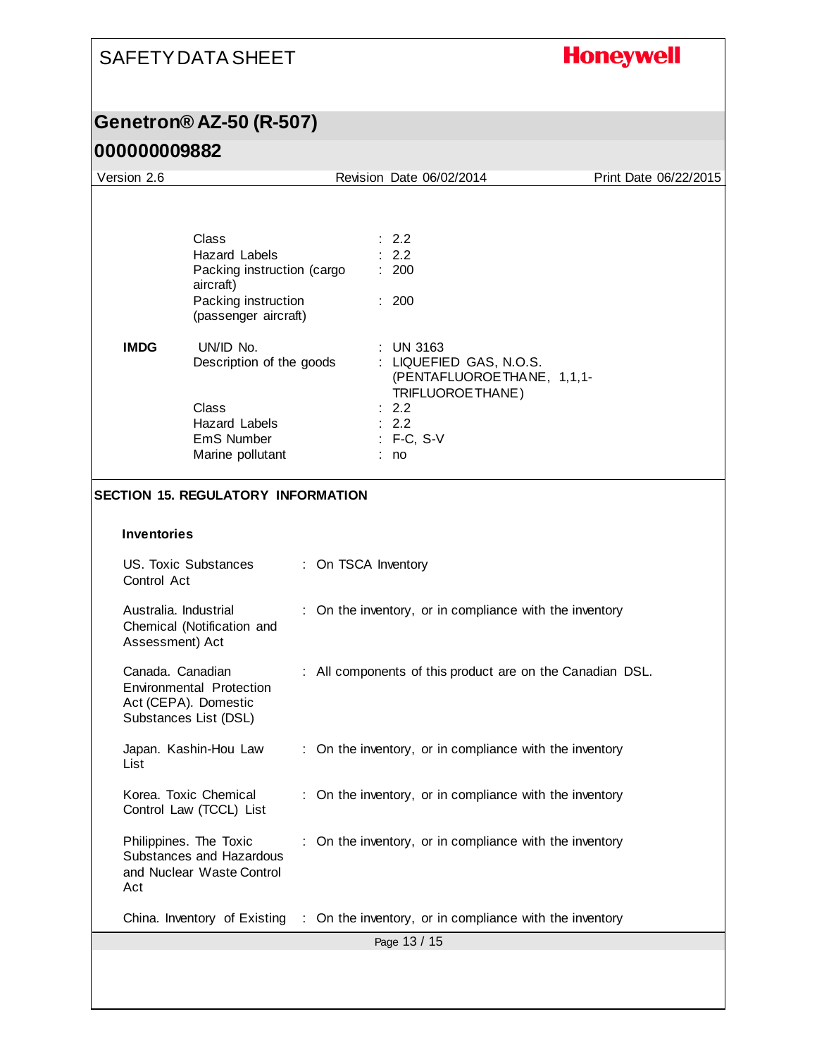| | | |
|---|---|---|
| | Class | : 2.2 |
| | Hazard Labels | : 2.2 |
| | Packing instruction (cargo aircraft) | : 200 |
| | Packing instruction (passenger aircraft) | : 200 |
| **IMDG** | UN/ID No. | : UN 3163 |
| | Description of the goods | : LIQUEFIED GAS, N.O.S. (PENTAFLUOROETHANE, 1,1,1-TRIFLUOROETHANE) |
| | Class | : 2.2 |
| | Hazard Labels | : 2.2 |
| | EmS Number | : F-C, S-V |
| | Marine pollutant | : no |

## SECTION 15. REGULATORY INFORMATION

### Inventories

| | |
|---|---|
| US. Toxic Substances Control Act | : On TSCA Inventory |
| Australia. Industrial Chemical (Notification and Assessment) Act | : On the inventory, or in compliance with the inventory |
| Canada. Canadian Environmental Protection Act (CEPA). Domestic Substances List (DSL) | : All components of this product are on the Canadian DSL. |
| Japan. Kashin-Hou Law List | : On the inventory, or in compliance with the inventory |
| Korea. Toxic Chemical Control Law (TCCL) List | : On the inventory, or in compliance with the inventory |
| Philippines. The Toxic Substances and Hazardous and Nuclear Waste Control Act | : On the inventory, or in compliance with the inventory |
| China. Inventory of Existing | : On the inventory, or in compliance with the inventory |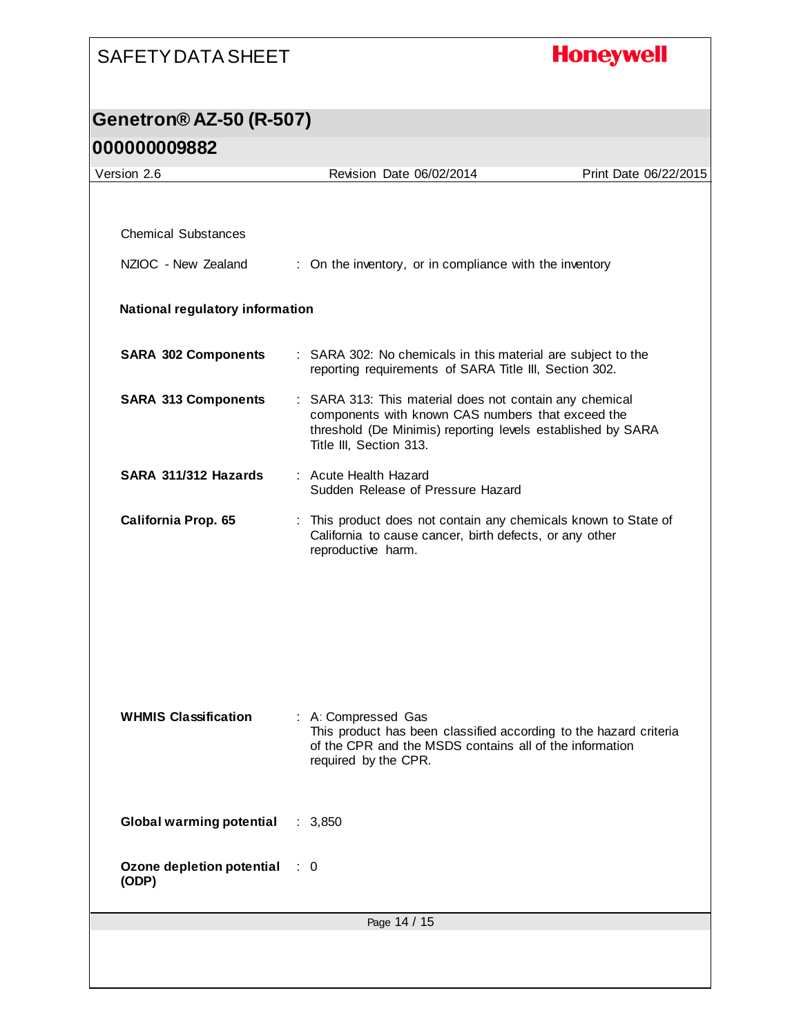Chemical Substances

NZIOC - New Zealand : On the inventory, or in compliance with the inventory

**National regulatory information**

**SARA 302 Components** : SARA 302: No chemicals in this material are subject to the reporting requirements of SARA Title III, Section 302.

**SARA 313 Components** : SARA 313: This material does not contain any chemical components with known CAS numbers that exceed the threshold (De Minimis) reporting levels established by SARA Title III, Section 313.

**SARA 311/312 Hazards** : Acute Health Hazard
Sudden Release of Pressure Hazard

**California Prop. 65** : This product does not contain any chemicals known to State of California to cause cancer, birth defects, or any other reproductive harm.

**WHMIS Classification** : A: Compressed Gas
This product has been classified according to the hazard criteria of the CPR and the MSDS contains all of the information required by the CPR.

**Global warming potential** : 3,850

**Ozone depletion potential (ODP)** : 0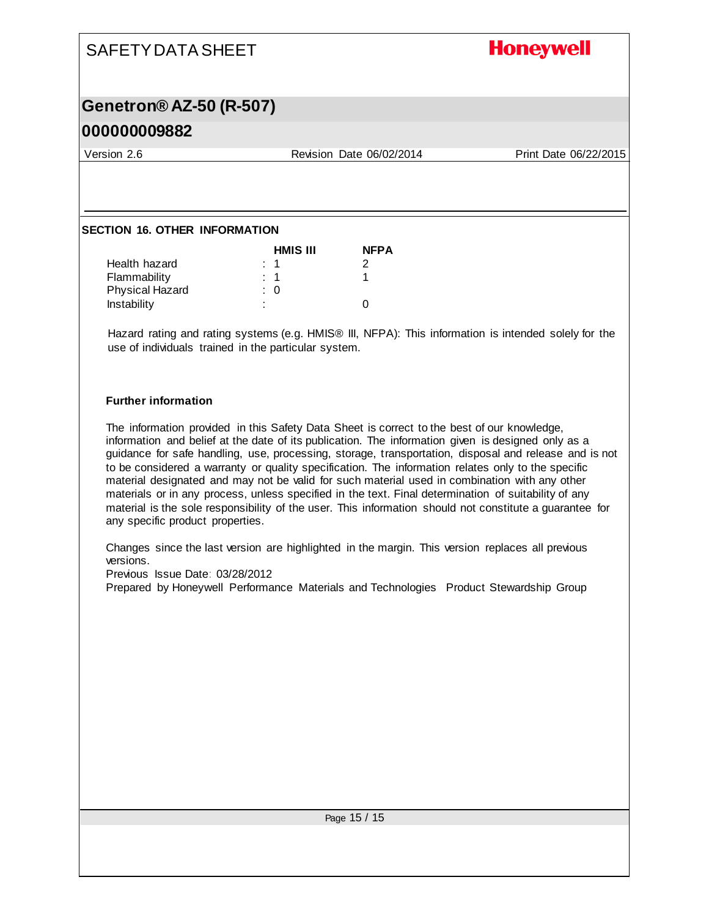## SECTION 16. OTHER INFORMATION

| | HMIS III | NFPA |
|---|---|---|
| Health hazard | : 1 | 2 |
| Flammability | : 1 | 1 |
| Physical Hazard | : 0 | |
| Instability | : | 0 |

Hazard rating and rating systems (e.g. HMIS® III, NFPA): This information is intended solely for the use of individuals trained in the particular system.

### Further information

The information provided in this Safety Data Sheet is correct to the best of our knowledge, information and belief at the date of its publication. The information given is designed only as a guidance for safe handling, use, processing, storage, transportation, disposal and release and is not to be considered a warranty or quality specification. The information relates only to the specific material designated and may not be valid for such material used in combination with any other materials or in any process, unless specified in the text. Final determination of suitability of any material is the sole responsibility of the user. This information should not constitute a guarantee for any specific product properties.

Changes since the last version are highlighted in the margin. This version replaces all previous versions.
Previous Issue Date: 03/28/2012
Prepared by Honeywell Performance Materials and Technologies Product Stewardship Group